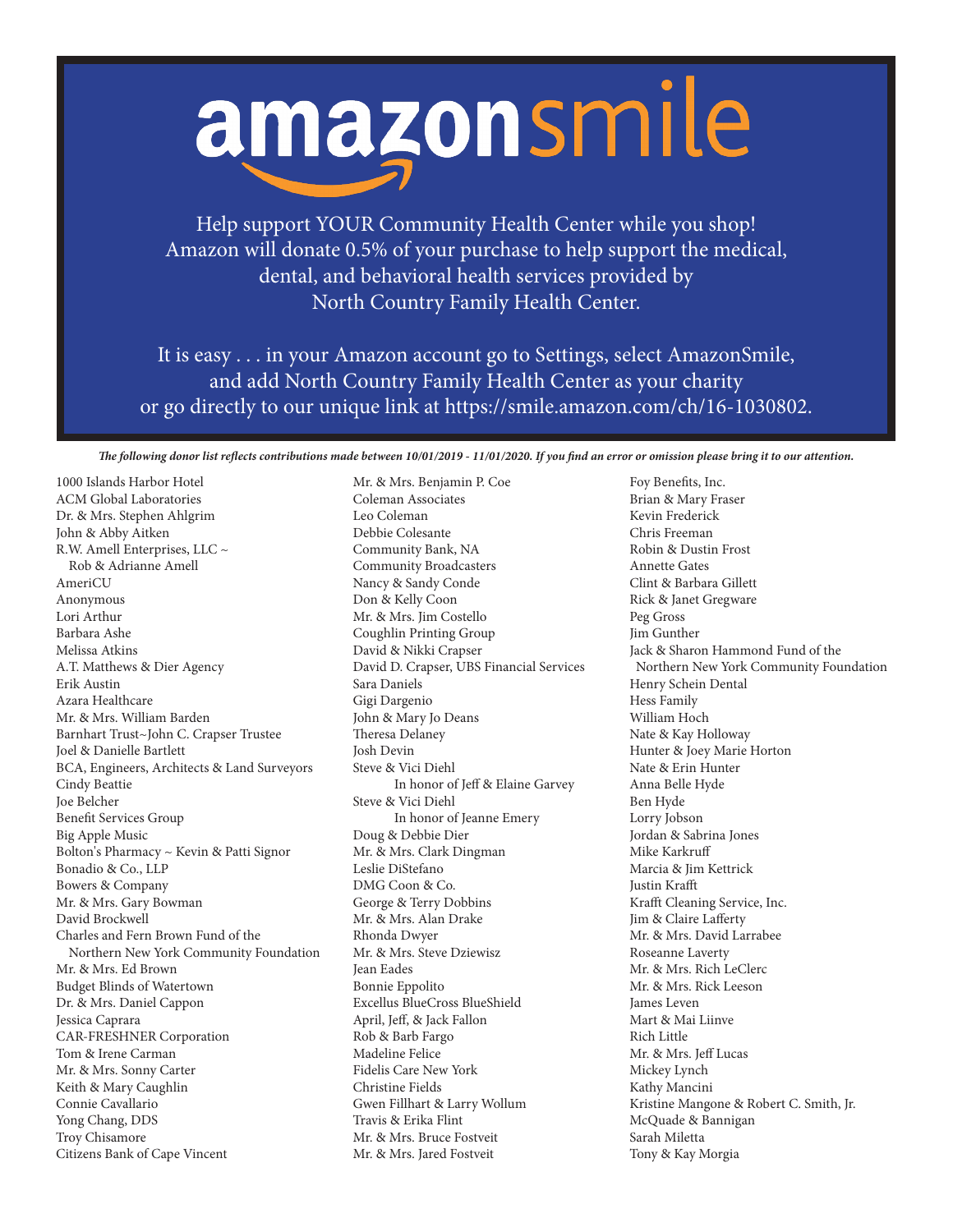# amazonsmile

Help support YOUR Community Health Center while you shop!
Amazon will donate 0.5% of your purchase to help support the medical, dental, and behavioral health services provided by North Country Family Health Center.

It is easy . . . in your Amazon account go to Settings, select AmazonSmile, and add North Country Family Health Center as your charity or go directly to our unique link at https://smile.amazon.com/ch/16-1030802.

***The following donor list reflects contributions made between 10/01/2019 - 11/01/2020. If you find an error or omission please bring it to our attention.***

1000 Islands Harbor Hotel
ACM Global Laboratories
Dr. & Mrs. Stephen Ahlgrim
John & Abby Aitken
R.W. Amell Enterprises, LLC ~
 Rob & Adrianne Amell
AmeriCU
Anonymous
Lori Arthur
Barbara Ashe
Melissa Atkins
A.T. Matthews & Dier Agency
Erik Austin
Azara Healthcare
Mr. & Mrs. William Barden
Barnhart Trust~John C. Crapser Trustee
Joel & Danielle Bartlett
BCA, Engineers, Architects & Land Surveyors
Cindy Beattie
Joe Belcher
Benefit Services Group
Big Apple Music
Bolton's Pharmacy ~ Kevin & Patti Signor
Bonadio & Co., LLP
Bowers & Company
Mr. & Mrs. Gary Bowman
David Brockwell
Charles and Fern Brown Fund of the
 Northern New York Community Foundation
Mr. & Mrs. Ed Brown
Budget Blinds of Watertown
Dr. & Mrs. Daniel Cappon
Jessica Caprara
CAR-FRESHNER Corporation
Tom & Irene Carman
Mr. & Mrs. Sonny Carter
Keith & Mary Caughlin
Connie Cavallario
Yong Chang, DDS
Troy Chisamore
Citizens Bank of Cape Vincent
Mr. & Mrs. Benjamin P. Coe
Coleman Associates
Leo Coleman
Debbie Colesante
Community Bank, NA
Community Broadcasters
Nancy & Sandy Conde
Don & Kelly Coon
Mr. & Mrs. Jim Costello
Coughlin Printing Group
David & Nikki Crapser
David D. Crapser, UBS Financial Services
Sara Daniels
Gigi Dargenio
John & Mary Jo Deans
Theresa Delaney
Josh Devin
Steve & Vici Diehl
 In honor of Jeff & Elaine Garvey
Steve & Vici Diehl
 In honor of Jeanne Emery
Doug & Debbie Dier
Mr. & Mrs. Clark Dingman
Leslie DiStefano
DMG Coon & Co.
George & Terry Dobbins
Mr. & Mrs. Alan Drake
Rhonda Dwyer
Mr. & Mrs. Steve Dziewisz
Jean Eades
Bonnie Eppolito
Excellus BlueCross BlueShield
April, Jeff, & Jack Fallon
Rob & Barb Fargo
Madeline Felice
Fidelis Care New York
Christine Fields
Gwen Fillhart & Larry Wollum
Travis & Erika Flint
Mr. & Mrs. Bruce Fostveit
Mr. & Mrs. Jared Fostveit
Foy Benefits, Inc.
Brian & Mary Fraser
Kevin Frederick
Chris Freeman
Robin & Dustin Frost
Annette Gates
Clint & Barbara Gillett
Rick & Janet Gregware
Peg Gross
Jim Gunther
Jack & Sharon Hammond Fund of the
 Northern New York Community Foundation
Henry Schein Dental
Hess Family
William Hoch
Nate & Kay Holloway
Hunter & Joey Marie Horton
Nate & Erin Hunter
Anna Belle Hyde
Ben Hyde
Lorry Jobson
Jordan & Sabrina Jones
Mike Karkruff
Marcia & Jim Kettrick
Justin Krafft
Krafft Cleaning Service, Inc.
Jim & Claire Lafferty
Mr. & Mrs. David Larrabee
Roseanne Laverty
Mr. & Mrs. Rich LeClerc
Mr. & Mrs. Rick Leeson
James Leven
Mart & Mai Liinve
Rich Little
Mr. & Mrs. Jeff Lucas
Mickey Lynch
Kathy Mancini
Kristine Mangone & Robert C. Smith, Jr.
McQuade & Bannigan
Sarah Miletta
Tony & Kay Morgia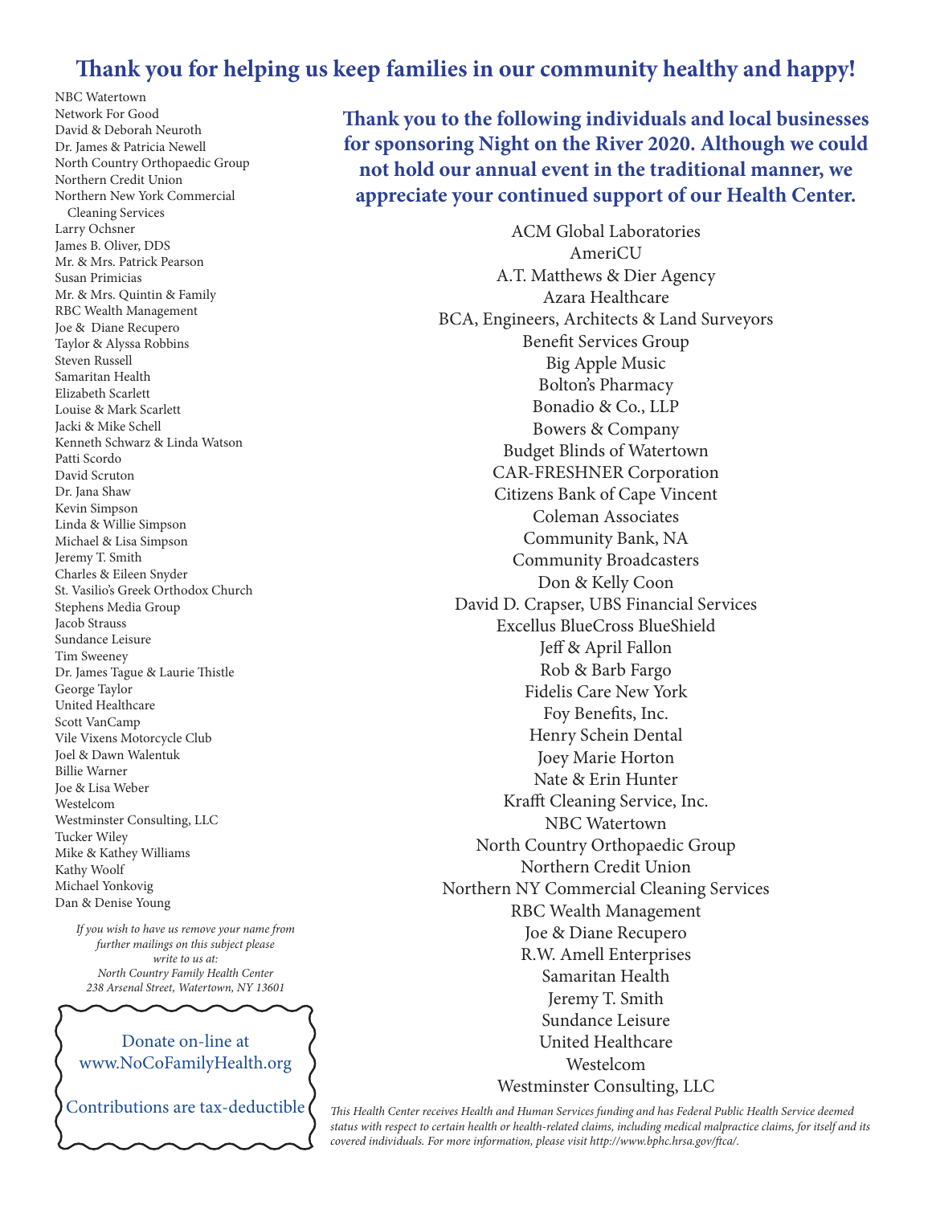# Thank you for helping us keep families in our community healthy and happy!

NBC Watertown
Network For Good
David & Deborah Neuroth
Dr. James & Patricia Newell
North Country Orthopaedic Group
Northern Credit Union
Northern New York Commercial Cleaning Services
Larry Ochsner
James B. Oliver, DDS
Mr. & Mrs. Patrick Pearson
Susan Primicias
Mr. & Mrs. Quintin & Family
RBC Wealth Management
Joe & Diane Recupero
Taylor & Alyssa Robbins
Steven Russell
Samaritan Health
Elizabeth Scarlett
Louise & Mark Scarlett
Jacki & Mike Schell
Kenneth Schwarz & Linda Watson
Patti Scordo
David Scruton
Dr. Jana Shaw
Kevin Simpson
Linda & Willie Simpson
Michael & Lisa Simpson
Jeremy T. Smith
Charles & Eileen Snyder
St. Vasilio's Greek Orthodox Church
Stephens Media Group
Jacob Strauss
Sundance Leisure
Tim Sweeney
Dr. James Tague & Laurie Thistle
George Taylor
United Healthcare
Scott VanCamp
Vile Vixens Motorcycle Club
Joel & Dawn Walentuk
Billie Warner
Joe & Lisa Weber
Westelcom
Westminster Consulting, LLC
Tucker Wiley
Mike & Kathey Williams
Kathy Woolf
Michael Yonkovig
Dan & Denise Young

*If you wish to have us remove your name from further mailings on this subject please write to us at:*
*North Country Family Health Center*
*238 Arsenal Street, Watertown, NY 13601*

Donate on-line at
www.NoCoFamilyHealth.org

Contributions are tax-deductible

## Thank you to the following individuals and local businesses for sponsoring Night on the River 2020. Although we could not hold our annual event in the traditional manner, we appreciate your continued support of our Health Center.

ACM Global Laboratories
AmeriCU
A.T. Matthews & Dier Agency
Azara Healthcare
BCA, Engineers, Architects & Land Surveyors
Benefit Services Group
Big Apple Music
Bolton's Pharmacy
Bonadio & Co., LLP
Bowers & Company
Budget Blinds of Watertown
CAR-FRESHNER Corporation
Citizens Bank of Cape Vincent
Coleman Associates
Community Bank, NA
Community Broadcasters
Don & Kelly Coon
David D. Crapser, UBS Financial Services
Excellus BlueCross BlueShield
Jeff & April Fallon
Rob & Barb Fargo
Fidelis Care New York
Foy Benefits, Inc.
Henry Schein Dental
Joey Marie Horton
Nate & Erin Hunter
Krafft Cleaning Service, Inc.
NBC Watertown
North Country Orthopaedic Group
Northern Credit Union
Northern NY Commercial Cleaning Services
RBC Wealth Management
Joe & Diane Recupero
R.W. Amell Enterprises
Samaritan Health
Jeremy T. Smith
Sundance Leisure
United Healthcare
Westelcom
Westminster Consulting, LLC

*This Health Center receives Health and Human Services funding and has Federal Public Health Service deemed status with respect to certain health or health-related claims, including medical malpractice claims, for itself and its covered individuals. For more information, please visit http://www.bphc.hrsa.gov/ftca/.*